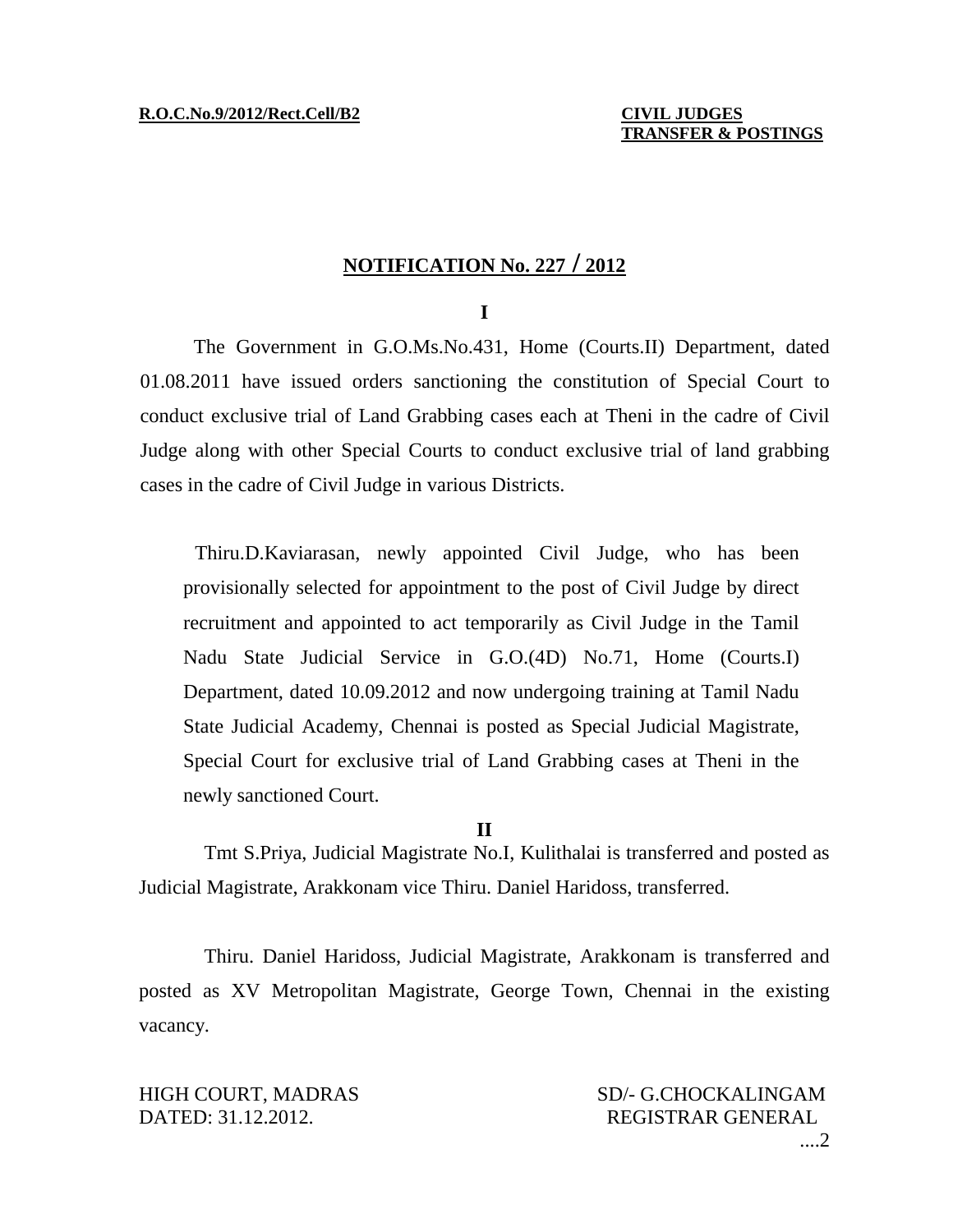**R.O.C.No.9/2012/Rect.Cell/B2** **CIVIL JUDGES TRANSFER & POSTINGS**

# NOTIFICATION No. 227 / 2012

**I**

The Government in G.O.Ms.No.431, Home (Courts.II) Department, dated 01.08.2011 have issued orders sanctioning the constitution of Special Court to conduct exclusive trial of Land Grabbing cases each at Theni in the cadre of Civil Judge along with other Special Courts to conduct exclusive trial of land grabbing cases in the cadre of Civil Judge in various Districts.

Thiru.D.Kaviarasan, newly appointed Civil Judge, who has been provisionally selected for appointment to the post of Civil Judge by direct recruitment and appointed to act temporarily as Civil Judge in the Tamil Nadu State Judicial Service in G.O.(4D) No.71, Home (Courts.I) Department, dated 10.09.2012 and now undergoing training at Tamil Nadu State Judicial Academy, Chennai is posted as Special Judicial Magistrate, Special Court for exclusive trial of Land Grabbing cases at Theni in the newly sanctioned Court.

**II**

Tmt S.Priya, Judicial Magistrate No.I, Kulithalai is transferred and posted as Judicial Magistrate, Arakkonam vice Thiru. Daniel Haridoss, transferred.

Thiru. Daniel Haridoss, Judicial Magistrate, Arakkonam is transferred and posted as XV Metropolitan Magistrate, George Town, Chennai in the existing vacancy.

HIGH COURT, MADRAS
DATED: 31.12.2012.

SD/- G.CHOCKALINGAM
REGISTRAR GENERAL

....2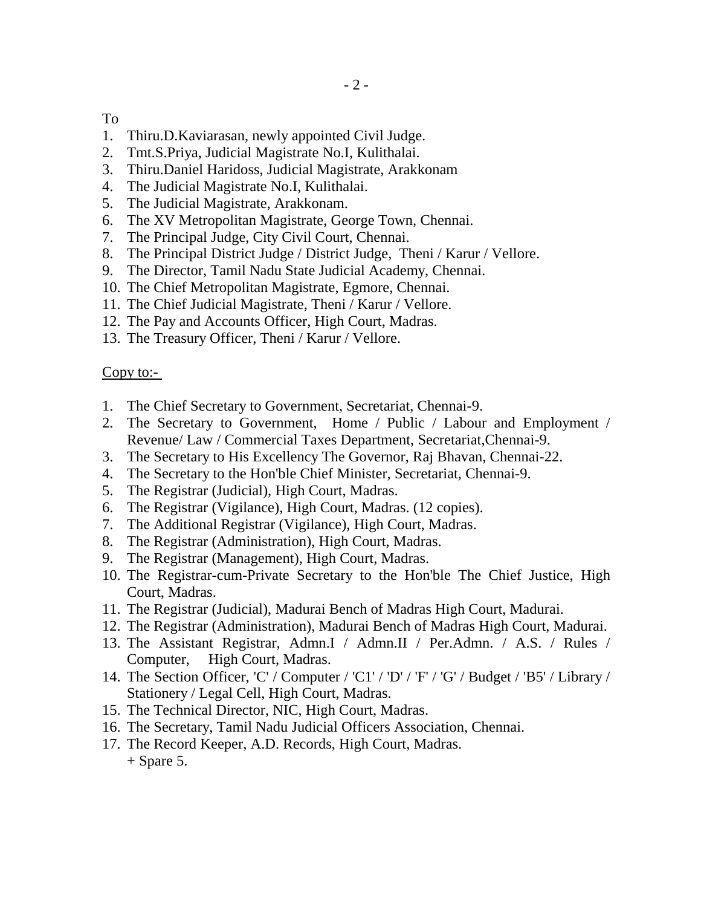To

1. Thiru.D.Kaviarasan, newly appointed Civil Judge.
2. Tmt.S.Priya, Judicial Magistrate No.I, Kulithalai.
3. Thiru.Daniel Haridoss, Judicial Magistrate, Arakkonam
4. The Judicial Magistrate No.I, Kulithalai.
5. The Judicial Magistrate, Arakkonam.
6. The XV Metropolitan Magistrate, George Town, Chennai.
7. The Principal Judge, City Civil Court, Chennai.
8. The Principal District Judge / District Judge, Theni / Karur / Vellore.
9. The Director, Tamil Nadu State Judicial Academy, Chennai.
10. The Chief Metropolitan Magistrate, Egmore, Chennai.
11. The Chief Judicial Magistrate, Theni / Karur / Vellore.
12. The Pay and Accounts Officer, High Court, Madras.
13. The Treasury Officer, Theni / Karur / Vellore.

Copy to:-

1. The Chief Secretary to Government, Secretariat, Chennai-9.
2. The Secretary to Government, Home / Public / Labour and Employment / Revenue/ Law / Commercial Taxes Department, Secretariat,Chennai-9.
3. The Secretary to His Excellency The Governor, Raj Bhavan, Chennai-22.
4. The Secretary to the Hon'ble Chief Minister, Secretariat, Chennai-9.
5. The Registrar (Judicial), High Court, Madras.
6. The Registrar (Vigilance), High Court, Madras. (12 copies).
7. The Additional Registrar (Vigilance), High Court, Madras.
8. The Registrar (Administration), High Court, Madras.
9. The Registrar (Management), High Court, Madras.
10. The Registrar-cum-Private Secretary to the Hon'ble The Chief Justice, High Court, Madras.
11. The Registrar (Judicial), Madurai Bench of Madras High Court, Madurai.
12. The Registrar (Administration), Madurai Bench of Madras High Court, Madurai.
13. The Assistant Registrar, Admn.I / Admn.II / Per.Admn. / A.S. / Rules / Computer, High Court, Madras.
14. The Section Officer, 'C' / Computer / 'C1' / 'D' / 'F' / 'G' / Budget / 'B5' / Library / Stationery / Legal Cell, High Court, Madras.
15. The Technical Director, NIC, High Court, Madras.
16. The Secretary, Tamil Nadu Judicial Officers Association, Chennai.
17. The Record Keeper, A.D. Records, High Court, Madras.
    + Spare 5.